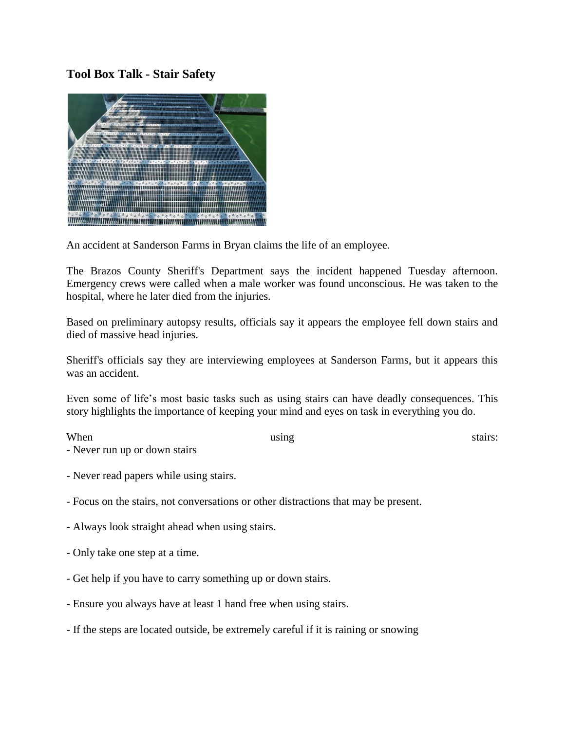## Tool Box Talk - Stair Safety

An accident at Sanderson Farms in Bryan claims the life of an employee.

The Brazos County Sheriff's Department says the incident happened Tuesday afternoon. Emergency crews were called when a male worker was found unconscious. He was taken to the hospital, where he later died from the injuries.

Based on preliminary autopsy results, officials say it appears the employee fell down stairs and died of massive head injuries.

Sheriff's officials say they are interviewing employees at Sanderson Farms, but it appears this was an accident.

Even some of life's most basic tasks such as using stairs can have deadly consequences. This story highlights the importance of keeping your mind and eyes on task in everything you do.

When using stairs:

- Never run up or down stairs
- Never read papers while using stairs.
- Focus on the stairs, not conversations or other distractions that may be present.
- Always look straight ahead when using stairs.
- Only take one step at a time.
- Get help if you have to carry something up or down stairs.
- Ensure you always have at least 1 hand free when using stairs.
- If the steps are located outside, be extremely careful if it is raining or snowing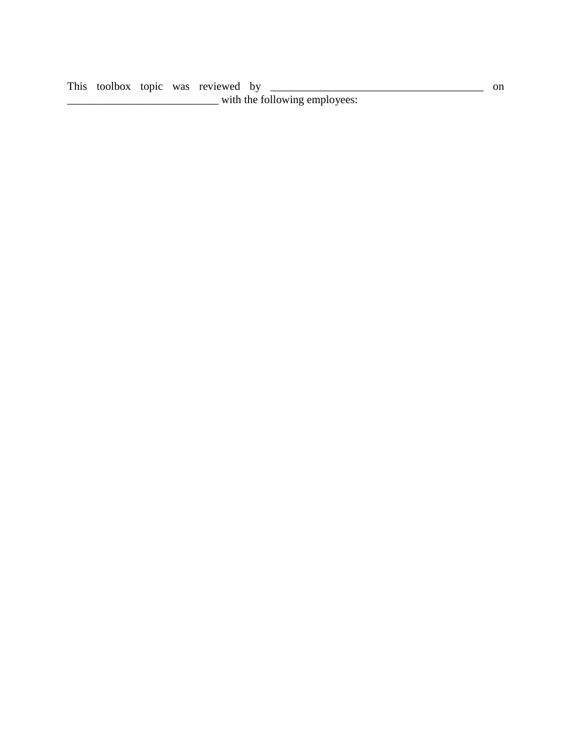This toolbox topic was reviewed by ________________________________________ on ____________________________ with the following employees: